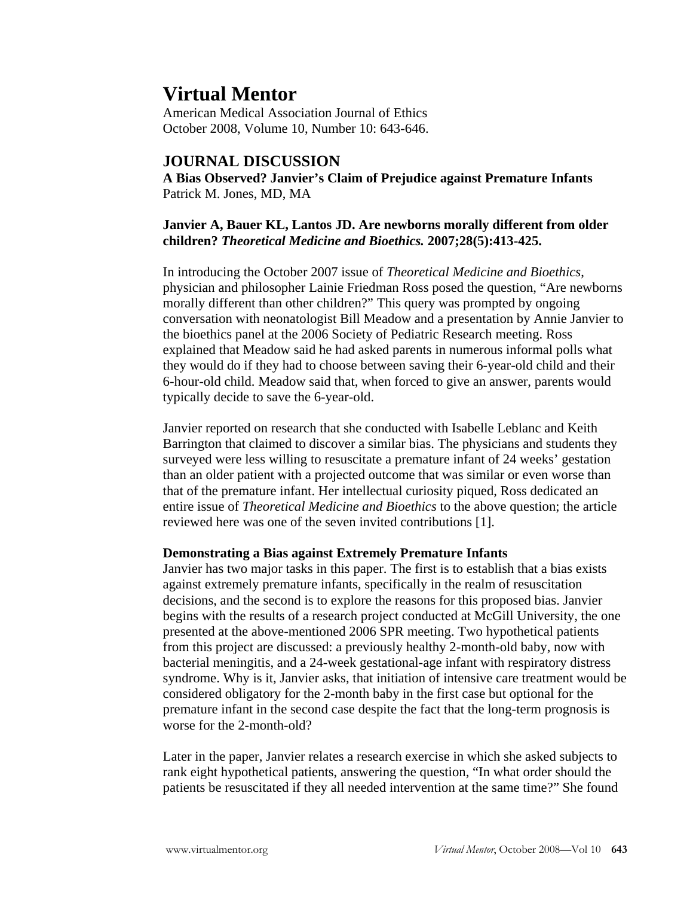# Virtual Mentor

American Medical Association Journal of Ethics
October 2008, Volume 10, Number 10: 643-646.

## JOURNAL DISCUSSION

**A Bias Observed? Janvier's Claim of Prejudice against Premature Infants**
Patrick M. Jones, MD, MA

**Janvier A, Bauer KL, Lantos JD. Are newborns morally different from older children? *Theoretical Medicine and Bioethics.* 2007;28(5):413-425.**

In introducing the October 2007 issue of *Theoretical Medicine and Bioethics*, physician and philosopher Lainie Friedman Ross posed the question, "Are newborns morally different than other children?" This query was prompted by ongoing conversation with neonatologist Bill Meadow and a presentation by Annie Janvier to the bioethics panel at the 2006 Society of Pediatric Research meeting. Ross explained that Meadow said he had asked parents in numerous informal polls what they would do if they had to choose between saving their 6-year-old child and their 6-hour-old child. Meadow said that, when forced to give an answer, parents would typically decide to save the 6-year-old.

Janvier reported on research that she conducted with Isabelle Leblanc and Keith Barrington that claimed to discover a similar bias. The physicians and students they surveyed were less willing to resuscitate a premature infant of 24 weeks' gestation than an older patient with a projected outcome that was similar or even worse than that of the premature infant. Her intellectual curiosity piqued, Ross dedicated an entire issue of *Theoretical Medicine and Bioethics* to the above question; the article reviewed here was one of the seven invited contributions [1].

### Demonstrating a Bias against Extremely Premature Infants

Janvier has two major tasks in this paper. The first is to establish that a bias exists against extremely premature infants, specifically in the realm of resuscitation decisions, and the second is to explore the reasons for this proposed bias. Janvier begins with the results of a research project conducted at McGill University, the one presented at the above-mentioned 2006 SPR meeting. Two hypothetical patients from this project are discussed: a previously healthy 2-month-old baby, now with bacterial meningitis, and a 24-week gestational-age infant with respiratory distress syndrome. Why is it, Janvier asks, that initiation of intensive care treatment would be considered obligatory for the 2-month baby in the first case but optional for the premature infant in the second case despite the fact that the long-term prognosis is worse for the 2-month-old?

Later in the paper, Janvier relates a research exercise in which she asked subjects to rank eight hypothetical patients, answering the question, "In what order should the patients be resuscitated if they all needed intervention at the same time?" She found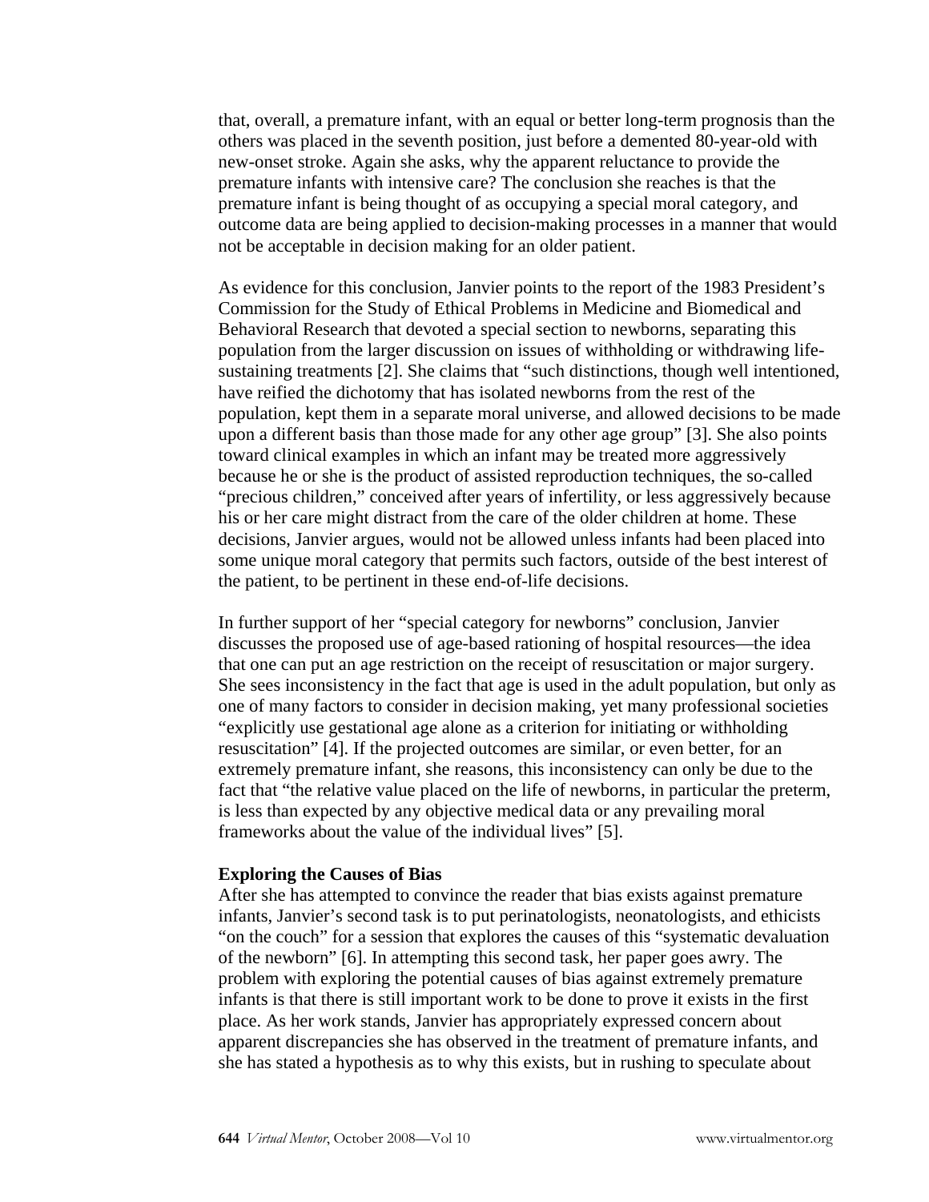that, overall, a premature infant, with an equal or better long-term prognosis than the others was placed in the seventh position, just before a demented 80-year-old with new-onset stroke. Again she asks, why the apparent reluctance to provide the premature infants with intensive care? The conclusion she reaches is that the premature infant is being thought of as occupying a special moral category, and outcome data are being applied to decision-making processes in a manner that would not be acceptable in decision making for an older patient.

As evidence for this conclusion, Janvier points to the report of the 1983 President's Commission for the Study of Ethical Problems in Medicine and Biomedical and Behavioral Research that devoted a special section to newborns, separating this population from the larger discussion on issues of withholding or withdrawing life-sustaining treatments [2]. She claims that "such distinctions, though well intentioned, have reified the dichotomy that has isolated newborns from the rest of the population, kept them in a separate moral universe, and allowed decisions to be made upon a different basis than those made for any other age group" [3]. She also points toward clinical examples in which an infant may be treated more aggressively because he or she is the product of assisted reproduction techniques, the so-called "precious children," conceived after years of infertility, or less aggressively because his or her care might distract from the care of the older children at home. These decisions, Janvier argues, would not be allowed unless infants had been placed into some unique moral category that permits such factors, outside of the best interest of the patient, to be pertinent in these end-of-life decisions.

In further support of her "special category for newborns" conclusion, Janvier discusses the proposed use of age-based rationing of hospital resources—the idea that one can put an age restriction on the receipt of resuscitation or major surgery. She sees inconsistency in the fact that age is used in the adult population, but only as one of many factors to consider in decision making, yet many professional societies "explicitly use gestational age alone as a criterion for initiating or withholding resuscitation" [4]. If the projected outcomes are similar, or even better, for an extremely premature infant, she reasons, this inconsistency can only be due to the fact that "the relative value placed on the life of newborns, in particular the preterm, is less than expected by any objective medical data or any prevailing moral frameworks about the value of the individual lives" [5].

**Exploring the Causes of Bias**

After she has attempted to convince the reader that bias exists against premature infants, Janvier's second task is to put perinatologists, neonatologists, and ethicists "on the couch" for a session that explores the causes of this "systematic devaluation of the newborn" [6]. In attempting this second task, her paper goes awry. The problem with exploring the potential causes of bias against extremely premature infants is that there is still important work to be done to prove it exists in the first place. As her work stands, Janvier has appropriately expressed concern about apparent discrepancies she has observed in the treatment of premature infants, and she has stated a hypothesis as to why this exists, but in rushing to speculate about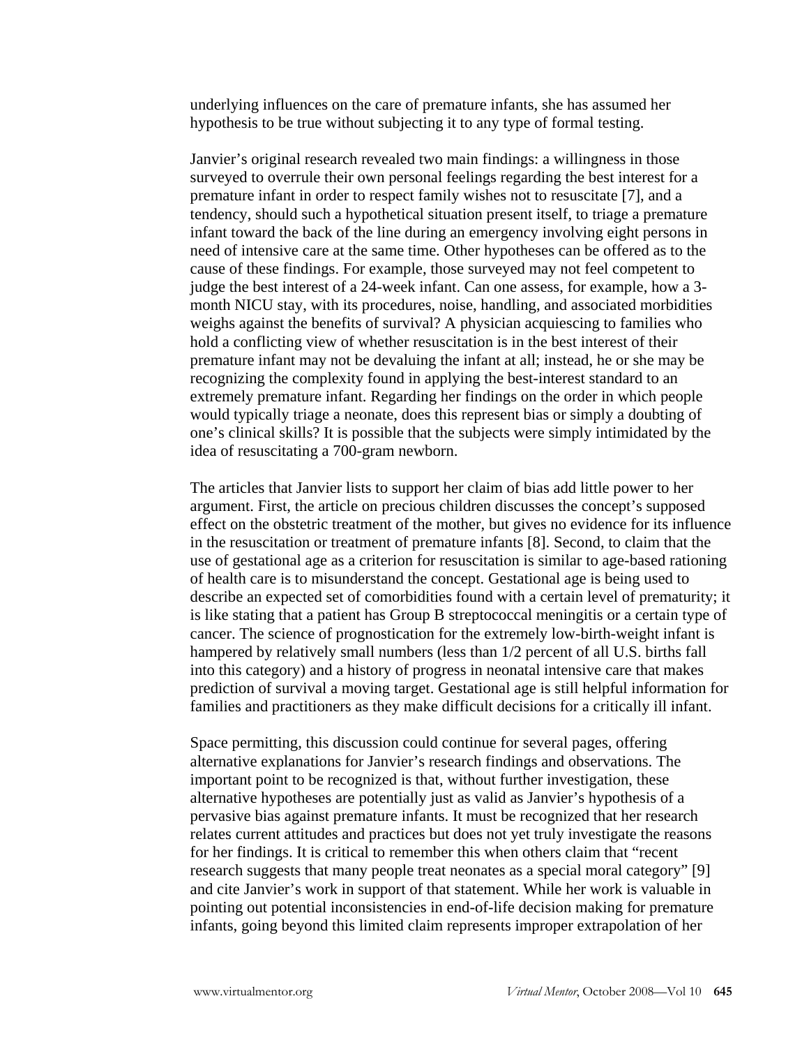underlying influences on the care of premature infants, she has assumed her hypothesis to be true without subjecting it to any type of formal testing.

Janvier's original research revealed two main findings: a willingness in those surveyed to overrule their own personal feelings regarding the best interest for a premature infant in order to respect family wishes not to resuscitate [7], and a tendency, should such a hypothetical situation present itself, to triage a premature infant toward the back of the line during an emergency involving eight persons in need of intensive care at the same time. Other hypotheses can be offered as to the cause of these findings. For example, those surveyed may not feel competent to judge the best interest of a 24-week infant. Can one assess, for example, how a 3-month NICU stay, with its procedures, noise, handling, and associated morbidities weighs against the benefits of survival? A physician acquiescing to families who hold a conflicting view of whether resuscitation is in the best interest of their premature infant may not be devaluing the infant at all; instead, he or she may be recognizing the complexity found in applying the best-interest standard to an extremely premature infant. Regarding her findings on the order in which people would typically triage a neonate, does this represent bias or simply a doubting of one's clinical skills? It is possible that the subjects were simply intimidated by the idea of resuscitating a 700-gram newborn.

The articles that Janvier lists to support her claim of bias add little power to her argument. First, the article on precious children discusses the concept's supposed effect on the obstetric treatment of the mother, but gives no evidence for its influence in the resuscitation or treatment of premature infants [8]. Second, to claim that the use of gestational age as a criterion for resuscitation is similar to age-based rationing of health care is to misunderstand the concept. Gestational age is being used to describe an expected set of comorbidities found with a certain level of prematurity; it is like stating that a patient has Group B streptococcal meningitis or a certain type of cancer. The science of prognostication for the extremely low-birth-weight infant is hampered by relatively small numbers (less than 1/2 percent of all U.S. births fall into this category) and a history of progress in neonatal intensive care that makes prediction of survival a moving target. Gestational age is still helpful information for families and practitioners as they make difficult decisions for a critically ill infant.

Space permitting, this discussion could continue for several pages, offering alternative explanations for Janvier's research findings and observations. The important point to be recognized is that, without further investigation, these alternative hypotheses are potentially just as valid as Janvier's hypothesis of a pervasive bias against premature infants. It must be recognized that her research relates current attitudes and practices but does not yet truly investigate the reasons for her findings. It is critical to remember this when others claim that "recent research suggests that many people treat neonates as a special moral category" [9] and cite Janvier's work in support of that statement. While her work is valuable in pointing out potential inconsistencies in end-of-life decision making for premature infants, going beyond this limited claim represents improper extrapolation of her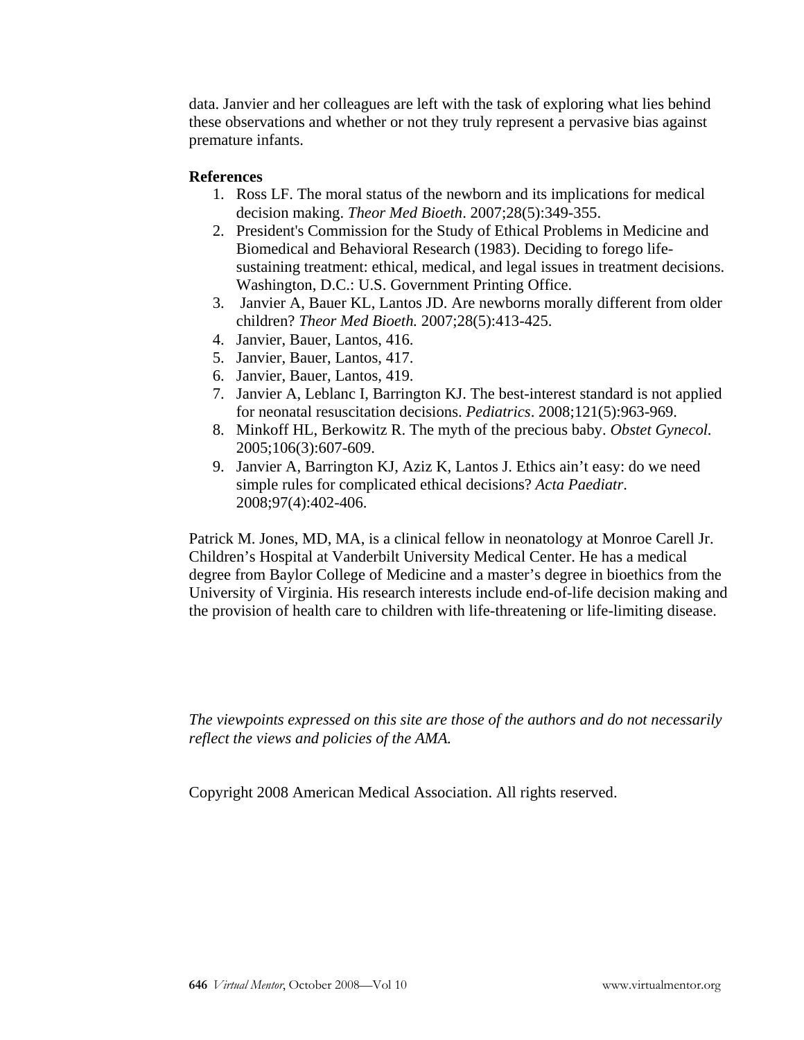data. Janvier and her colleagues are left with the task of exploring what lies behind these observations and whether or not they truly represent a pervasive bias against premature infants.

**References**

1. Ross LF. The moral status of the newborn and its implications for medical decision making. *Theor Med Bioeth*. 2007;28(5):349-355.
2. President's Commission for the Study of Ethical Problems in Medicine and Biomedical and Behavioral Research (1983). Deciding to forego life-sustaining treatment: ethical, medical, and legal issues in treatment decisions. Washington, D.C.: U.S. Government Printing Office.
3. Janvier A, Bauer KL, Lantos JD. Are newborns morally different from older children? *Theor Med Bioeth.* 2007;28(5):413-425.
4. Janvier, Bauer, Lantos, 416.
5. Janvier, Bauer, Lantos, 417.
6. Janvier, Bauer, Lantos, 419.
7. Janvier A, Leblanc I, Barrington KJ. The best-interest standard is not applied for neonatal resuscitation decisions. *Pediatrics*. 2008;121(5):963-969.
8. Minkoff HL, Berkowitz R. The myth of the precious baby. *Obstet Gynecol.* 2005;106(3):607-609.
9. Janvier A, Barrington KJ, Aziz K, Lantos J. Ethics ain't easy: do we need simple rules for complicated ethical decisions? *Acta Paediatr*. 2008;97(4):402-406.

Patrick M. Jones, MD, MA, is a clinical fellow in neonatology at Monroe Carell Jr. Children's Hospital at Vanderbilt University Medical Center. He has a medical degree from Baylor College of Medicine and a master's degree in bioethics from the University of Virginia. His research interests include end-of-life decision making and the provision of health care to children with life-threatening or life-limiting disease.

*The viewpoints expressed on this site are those of the authors and do not necessarily reflect the views and policies of the AMA.*

Copyright 2008 American Medical Association. All rights reserved.